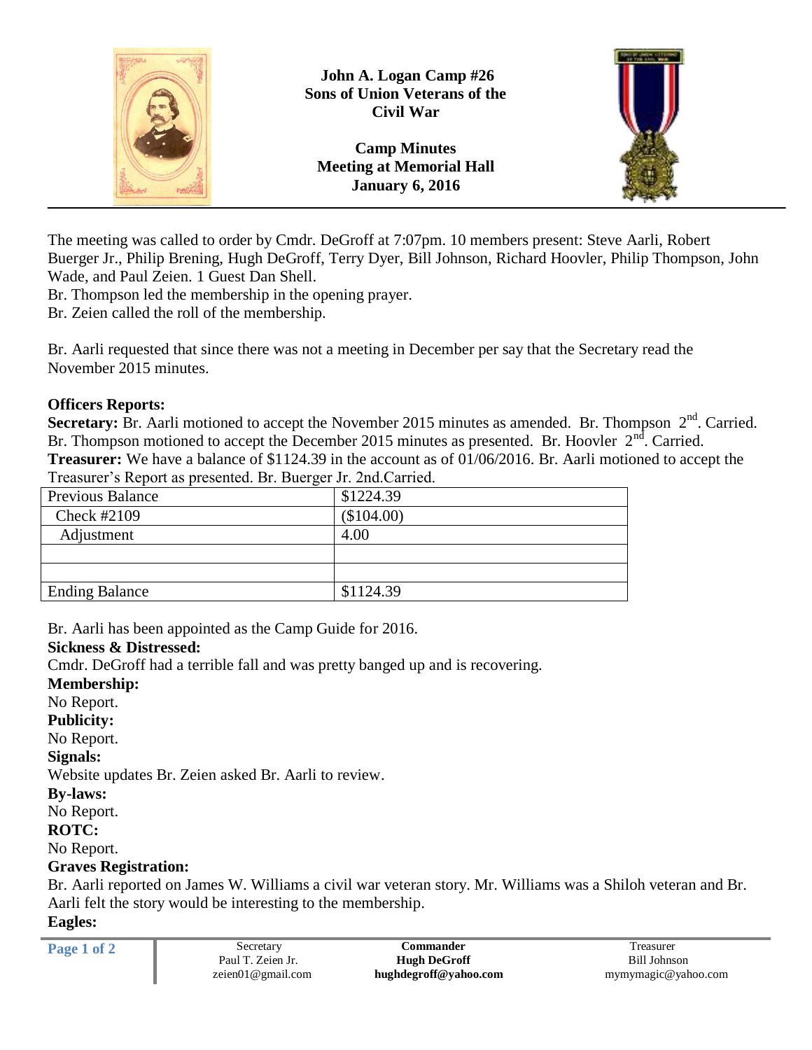**John A. Logan Camp #26**
**Sons of Union Veterans of the Civil War**

**Camp Minutes**
**Meeting at Memorial Hall**
**January 6, 2016**

---

The meeting was called to order by Cmdr. DeGroff at 7:07pm. 10 members present: Steve Aarli, Robert Buerger Jr., Philip Brening, Hugh DeGroff, Terry Dyer, Bill Johnson, Richard Hoovler, Philip Thompson, John Wade, and Paul Zeien. 1 Guest Dan Shell.

Br. Thompson led the membership in the opening prayer.

Br. Zeien called the roll of the membership.

Br. Aarli requested that since there was not a meeting in December per say that the Secretary read the November 2015 minutes.

**Officers Reports:**

**Secretary:** Br. Aarli motioned to accept the November 2015 minutes as amended. Br. Thompson 2nd. Carried. Br. Thompson motioned to accept the December 2015 minutes as presented. Br. Hoovler 2nd. Carried.

**Treasurer:** We have a balance of $1124.39 in the account as of 01/06/2016. Br. Aarli motioned to accept the Treasurer's Report as presented. Br. Buerger Jr. 2nd.Carried.

| Previous Balance | $1224.39 |
|---|---|
| Check #2109 | ($104.00) |
| Adjustment | 4.00 |
| | |
| | |
| Ending Balance | $1124.39 |

Br. Aarli has been appointed as the Camp Guide for 2016.

**Sickness & Distressed:**

Cmdr. DeGroff had a terrible fall and was pretty banged up and is recovering.

**Membership:**

No Report.

**Publicity:**

No Report.

**Signals:**

Website updates Br. Zeien asked Br. Aarli to review.

**By-laws:**

No Report.

**ROTC:**

No Report.

**Graves Registration:**

Br. Aarli reported on James W. Williams a civil war veteran story. Mr. Williams was a Shiloh veteran and Br. Aarli felt the story would be interesting to the membership.

**Eagles:**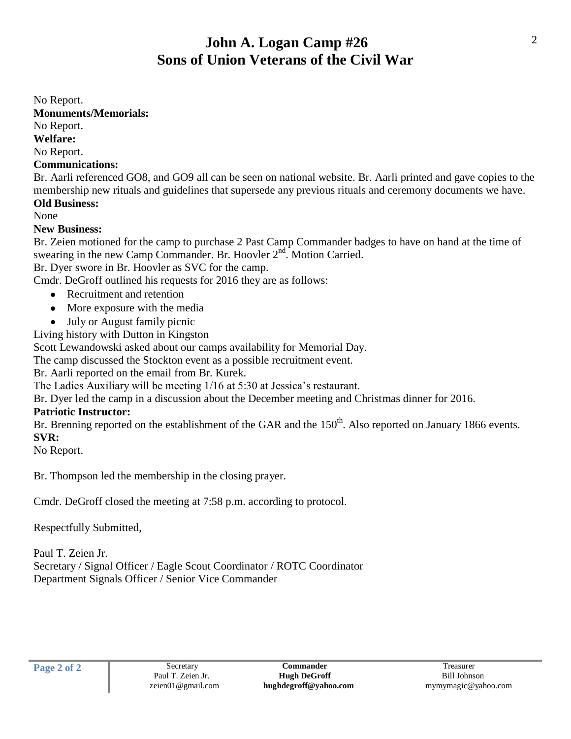No Report.

**Monuments/Memorials:**

No Report.

**Welfare:**

No Report.

**Communications:**

Br. Aarli referenced GO8, and GO9 all can be seen on national website. Br. Aarli printed and gave copies to the membership new rituals and guidelines that supersede any previous rituals and ceremony documents we have.

**Old Business:**

None

**New Business:**

Br. Zeien motioned for the camp to purchase 2 Past Camp Commander badges to have on hand at the time of swearing in the new Camp Commander. Br. Hoovler 2nd. Motion Carried.

Br. Dyer swore in Br. Hoovler as SVC for the camp.

Cmdr. DeGroff outlined his requests for 2016 they are as follows:

- Recruitment and retention
- More exposure with the media
- July or August family picnic

Living history with Dutton in Kingston

Scott Lewandowski asked about our camps availability for Memorial Day.

The camp discussed the Stockton event as a possible recruitment event.

Br. Aarli reported on the email from Br. Kurek.

The Ladies Auxiliary will be meeting 1/16 at 5:30 at Jessica's restaurant.

Br. Dyer led the camp in a discussion about the December meeting and Christmas dinner for 2016.

**Patriotic Instructor:**

Br. Brenning reported on the establishment of the GAR and the 150th. Also reported on January 1866 events.

**SVR:**

No Report.

Br. Thompson led the membership in the closing prayer.

Cmdr. DeGroff closed the meeting at 7:58 p.m. according to protocol.

Respectfully Submitted,

Paul T. Zeien Jr.
Secretary / Signal Officer / Eagle Scout Coordinator / ROTC Coordinator
Department Signals Officer / Senior Vice Commander